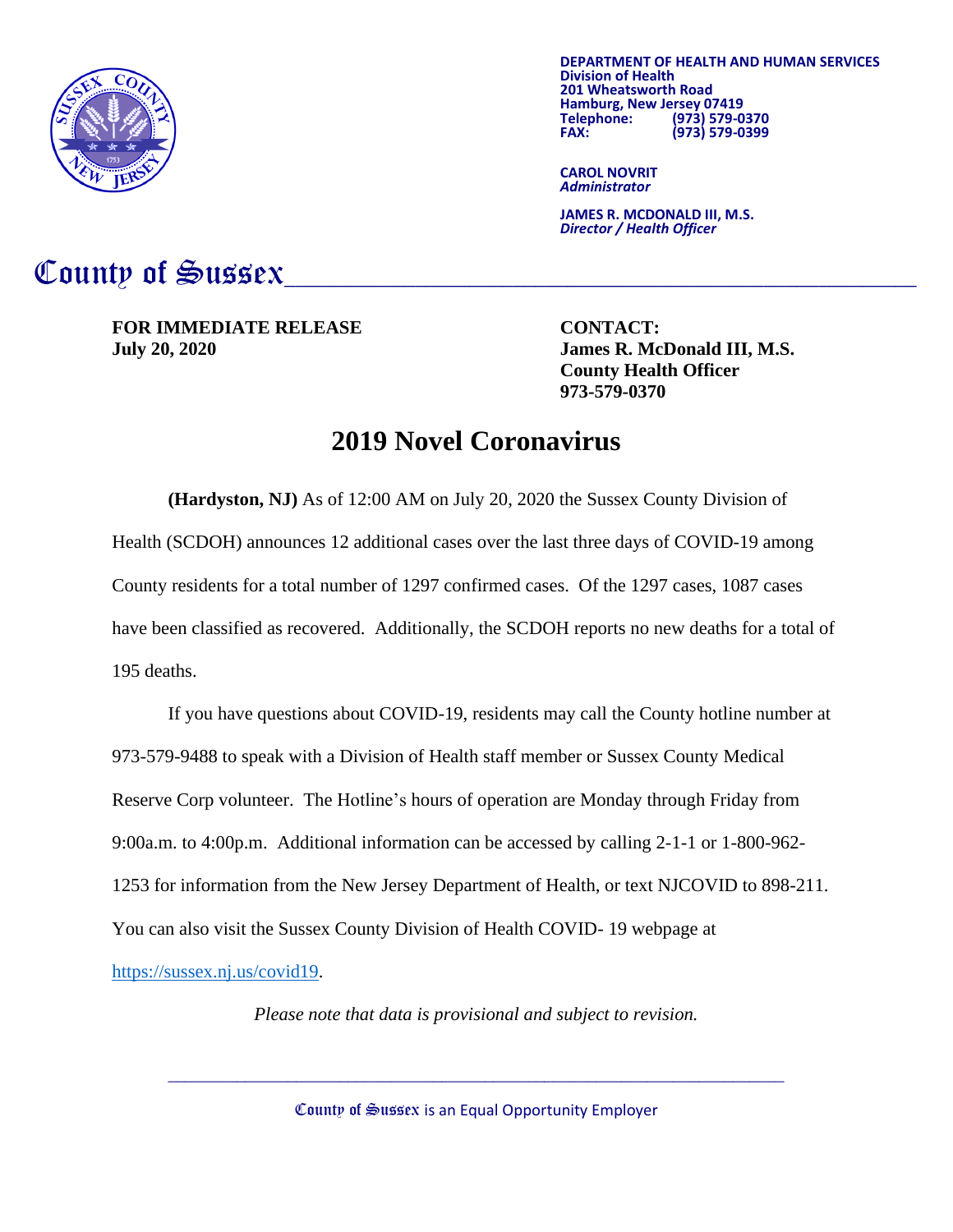**DEPARTMENT OF HEALTH AND HUMAN SERVICES**
**Division of Health**
**201 Wheatsworth Road**
**Hamburg, New Jersey 07419**
**Telephone: (973) 579-0370**
**FAX: (973) 579-0399**

**CAROL NOVRIT**
***Administrator***

**JAMES R. MCDONALD III, M.S.**
***Director / Health Officer***

# County of Sussex

**FOR IMMEDIATE RELEASE**
**July 20, 2020**

**CONTACT:**
**James R. McDonald III, M.S.**
**County Health Officer**
**973-579-0370**

## 2019 Novel Coronavirus

**(Hardyston, NJ)** As of 12:00 AM on July 20, 2020 the Sussex County Division of Health (SCDOH) announces 12 additional cases over the last three days of COVID-19 among County residents for a total number of 1297 confirmed cases. Of the 1297 cases, 1087 cases have been classified as recovered. Additionally, the SCDOH reports no new deaths for a total of 195 deaths.

If you have questions about COVID-19, residents may call the County hotline number at 973-579-9488 to speak with a Division of Health staff member or Sussex County Medical Reserve Corp volunteer. The Hotline's hours of operation are Monday through Friday from 9:00a.m. to 4:00p.m. Additional information can be accessed by calling 2-1-1 or 1-800-962-1253 for information from the New Jersey Department of Health, or text NJCOVID to 898-211. You can also visit the Sussex County Division of Health COVID- 19 webpage at https://sussex.nj.us/covid19.

*Please note that data is provisional and subject to revision.*

County of Sussex is an Equal Opportunity Employer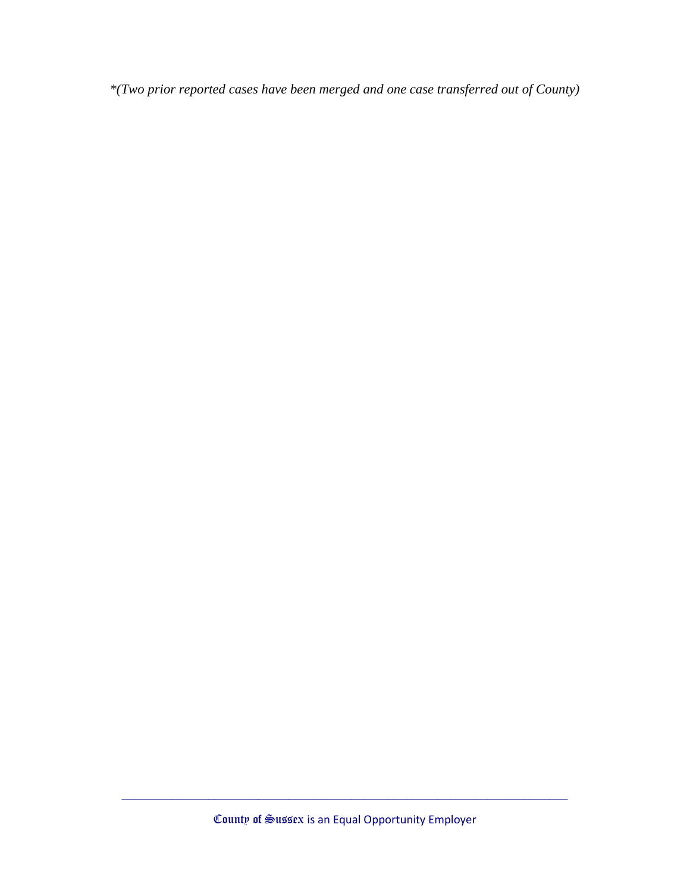*(Two prior reported cases have been merged and one case transferred out of County)*